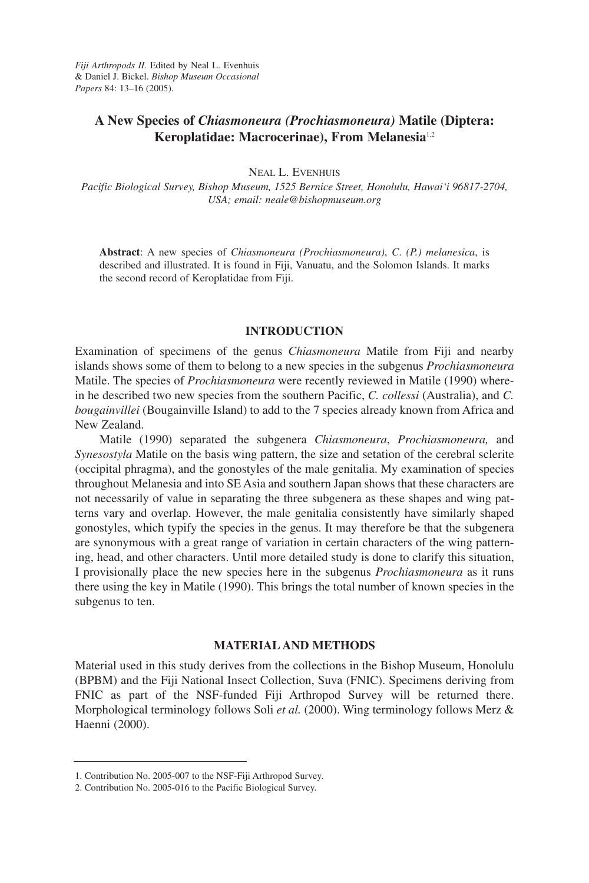*Fiji Arthropods II.* Edited by Neal L. Evenhuis & Daniel J. Bickel. *Bishop Museum Occasional Papers* 84: 13–16 (2005).

# A New Species of *Chiasmoneura (Prochiasmoneura)* Matile (Diptera: Keroplatidae: Macrocerinae), From Melanesia[1,2]

Neal L. Evenhuis

*Pacific Biological Survey, Bishop Museum, 1525 Bernice Street, Honolulu, Hawai'i 96817-2704, USA; email: neale@bishopmuseum.org*

**Abstract**: A new species of *Chiasmoneura (Prochiasmoneura)*, *C. (P.) melanesica*, is described and illustrated. It is found in Fiji, Vanuatu, and the Solomon Islands. It marks the second record of Keroplatidae from Fiji.

## INTRODUCTION

Examination of specimens of the genus *Chiasmoneura* Matile from Fiji and nearby islands shows some of them to belong to a new species in the subgenus *Prochiasmoneura* Matile. The species of *Prochiasmoneura* were recently reviewed in Matile (1990) wherein he described two new species from the southern Pacific, *C. collessi* (Australia), and *C. bougainvillei* (Bougainville Island) to add to the 7 species already known from Africa and New Zealand.

Matile (1990) separated the subgenera *Chiasmoneura*, *Prochiasmoneura,* and *Synesostyla* Matile on the basis wing pattern, the size and setation of the cerebral sclerite (occipital phragma), and the gonostyles of the male genitalia. My examination of species throughout Melanesia and into SE Asia and southern Japan shows that these characters are not necessarily of value in separating the three subgenera as these shapes and wing patterns vary and overlap. However, the male genitalia consistently have similarly shaped gonostyles, which typify the species in the genus. It may therefore be that the subgenera are synonymous with a great range of variation in certain characters of the wing patterning, head, and other characters. Until more detailed study is done to clarify this situation, I provisionally place the new species here in the subgenus *Prochiasmoneura* as it runs there using the key in Matile (1990). This brings the total number of known species in the subgenus to ten.

## MATERIAL AND METHODS

Material used in this study derives from the collections in the Bishop Museum, Honolulu (BPBM) and the Fiji National Insect Collection, Suva (FNIC). Specimens deriving from FNIC as part of the NSF-funded Fiji Arthropod Survey will be returned there. Morphological terminology follows Soli *et al.* (2000). Wing terminology follows Merz & Haenni (2000).

---

1. Contribution No. 2005-007 to the NSF-Fiji Arthropod Survey.
2. Contribution No. 2005-016 to the Pacific Biological Survey.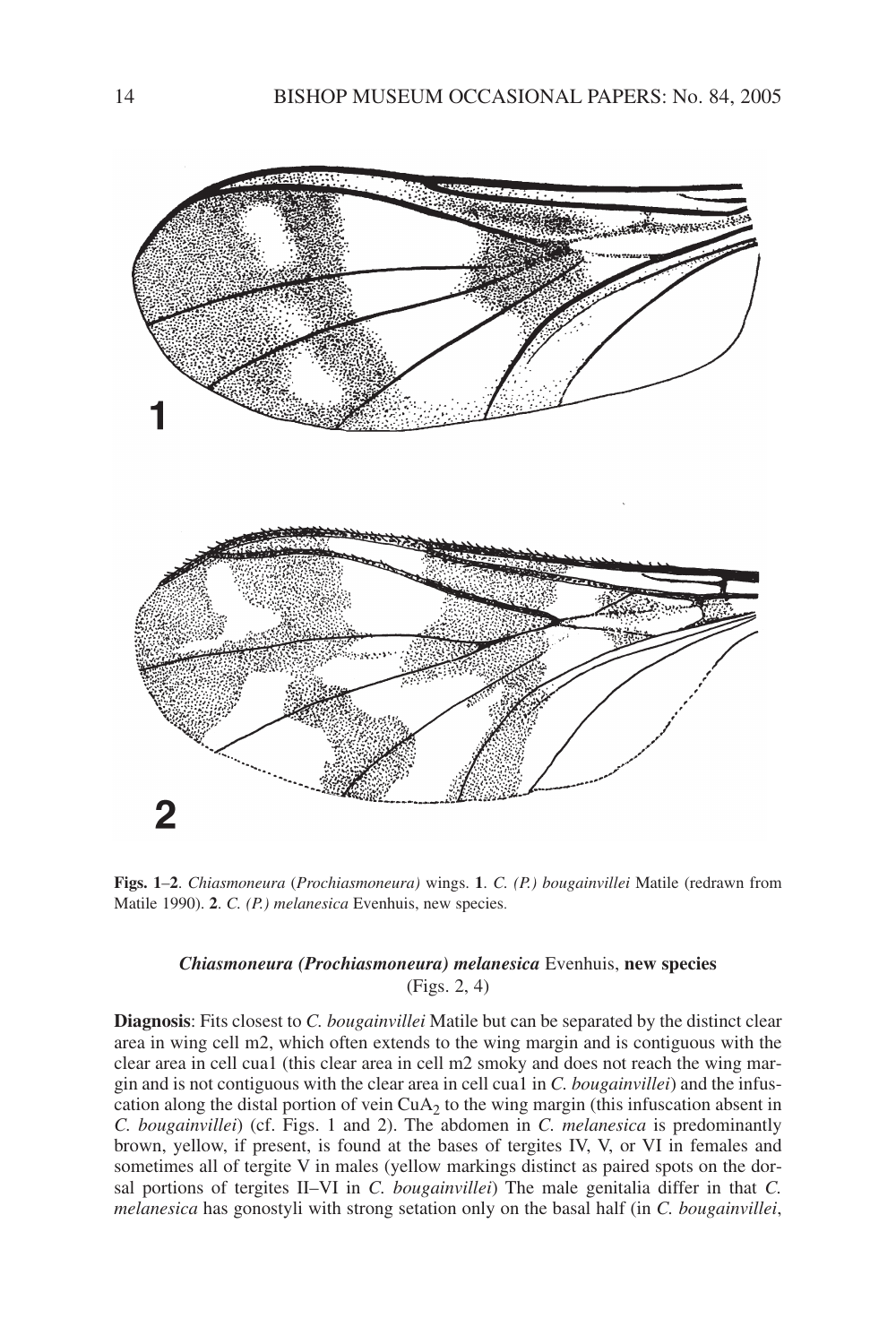**Figs. 1–2**. *Chiasmoneura* (*Prochiasmoneura)* wings. **1**. *C. (P.) bougainvillei* Matile (redrawn from Matile 1990). **2**. *C. (P.) melanesica* Evenhuis, new species.

### *Chiasmoneura (Prochiasmoneura) melanesica* Evenhuis, new species
(Figs. 2, 4)

**Diagnosis**: Fits closest to *C. bougainvillei* Matile but can be separated by the distinct clear area in wing cell m2, which often extends to the wing margin and is contiguous with the clear area in cell cua1 (this clear area in cell m2 smoky and does not reach the wing margin and is not contiguous with the clear area in cell cua1 in *C. bougainvillei*) and the infuscation along the distal portion of vein $CuA_2$ to the wing margin (this infuscation absent in *C. bougainvillei*) (cf. Figs. 1 and 2). The abdomen in *C. melanesica* is predominantly brown, yellow, if present, is found at the bases of tergites IV, V, or VI in females and sometimes all of tergite V in males (yellow markings distinct as paired spots on the dorsal portions of tergites II–VI in *C. bougainvillei*) The male genitalia differ in that *C. melanesica* has gonostyli with strong setation only on the basal half (in *C. bougainvillei*,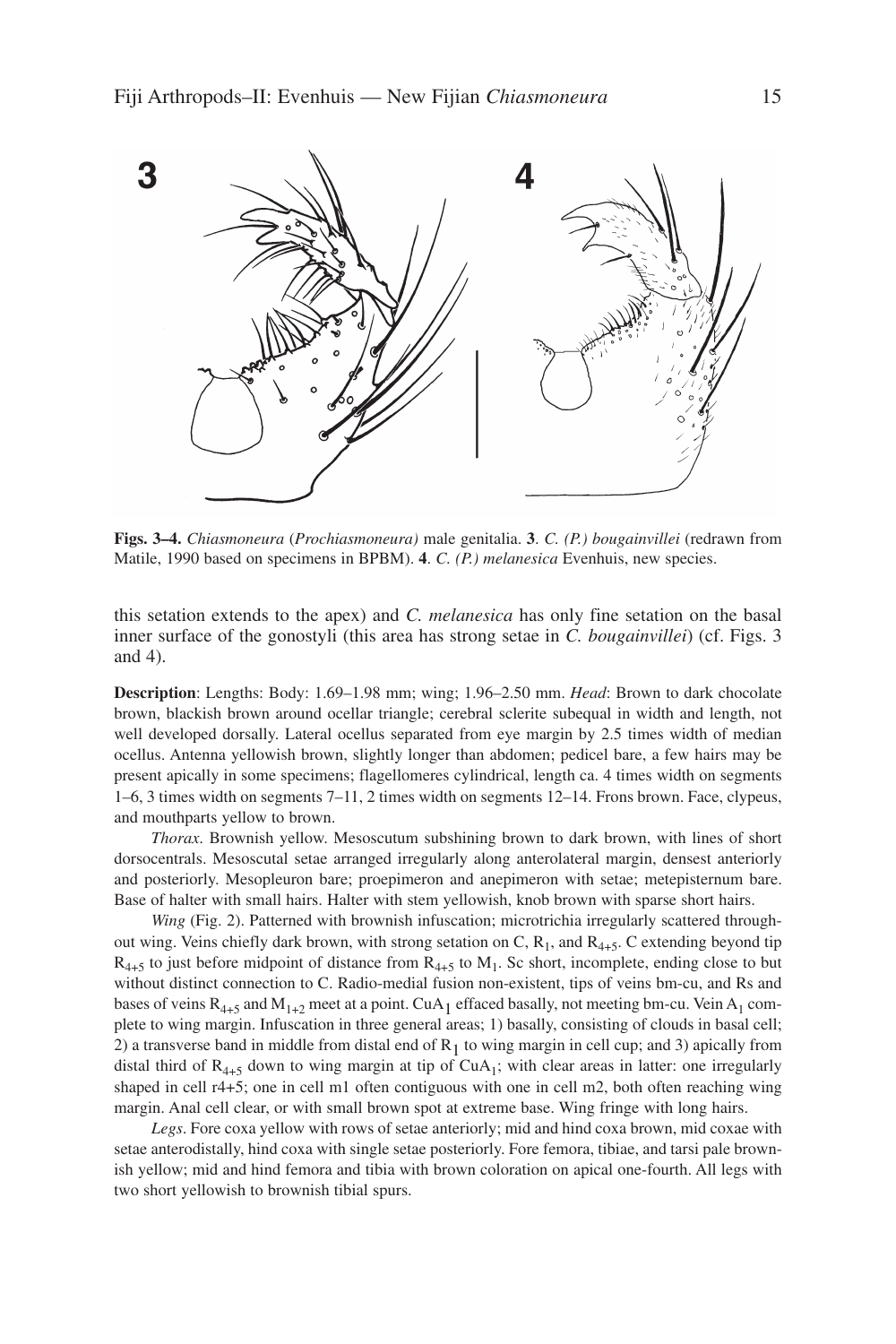**Figs. 3–4.** *Chiasmoneura* (*Prochiasmoneura)* male genitalia. **3**. *C. (P.) bougainvillei* (redrawn from Matile, 1990 based on specimens in BPBM). **4**. *C. (P.) melanesica* Evenhuis, new species.

this setation extends to the apex) and *C. melanesica* has only fine setation on the basal inner surface of the gonostyli (this area has strong setae in *C. bougainvillei*) (cf. Figs. 3 and 4).

**Description**: Lengths: Body: 1.69–1.98 mm; wing; 1.96–2.50 mm. *Head*: Brown to dark chocolate brown, blackish brown around ocellar triangle; cerebral sclerite subequal in width and length, not well developed dorsally. Lateral ocellus separated from eye margin by 2.5 times width of median ocellus. Antenna yellowish brown, slightly longer than abdomen; pedicel bare, a few hairs may be present apically in some specimens; flagellomeres cylindrical, length ca. 4 times width on segments 1–6, 3 times width on segments 7–11, 2 times width on segments 12–14. Frons brown. Face, clypeus, and mouthparts yellow to brown.

*Thorax*. Brownish yellow. Mesoscutum subshining brown to dark brown, with lines of short dorsocentrals. Mesoscutal setae arranged irregularly along anterolateral margin, densest anteriorly and posteriorly. Mesopleuron bare; proepimeron and anepimeron with setae; metepisternum bare. Base of halter with small hairs. Halter with stem yellowish, knob brown with sparse short hairs.

*Wing* (Fig. 2). Patterned with brownish infuscation; microtrichia irregularly scattered throughout wing. Veins chiefly dark brown, with strong setation on C, $R_1$, and $R_{4+5}$. C extending beyond tip $R_{4+5}$ to just before midpoint of distance from $R_{4+5}$ to $M_1$. Sc short, incomplete, ending close to but without distinct connection to C. Radio-medial fusion non-existent, tips of veins bm-cu, and Rs and bases of veins $R_{4+5}$ and $M_{1+2}$ meet at a point. $CuA_1$ effaced basally, not meeting bm-cu. Vein $A_1$ complete to wing margin. Infuscation in three general areas; 1) basally, consisting of clouds in basal cell; 2) a transverse band in middle from distal end of $R_1$ to wing margin in cell cup; and 3) apically from distal third of $R_{4+5}$ down to wing margin at tip of $CuA_1$; with clear areas in latter: one irregularly shaped in cell r4+5; one in cell m1 often contiguous with one in cell m2, both often reaching wing margin. Anal cell clear, or with small brown spot at extreme base. Wing fringe with long hairs.

*Legs*. Fore coxa yellow with rows of setae anteriorly; mid and hind coxa brown, mid coxae with setae anterodistally, hind coxa with single setae posteriorly. Fore femora, tibiae, and tarsi pale brownish yellow; mid and hind femora and tibia with brown coloration on apical one-fourth. All legs with two short yellowish to brownish tibial spurs.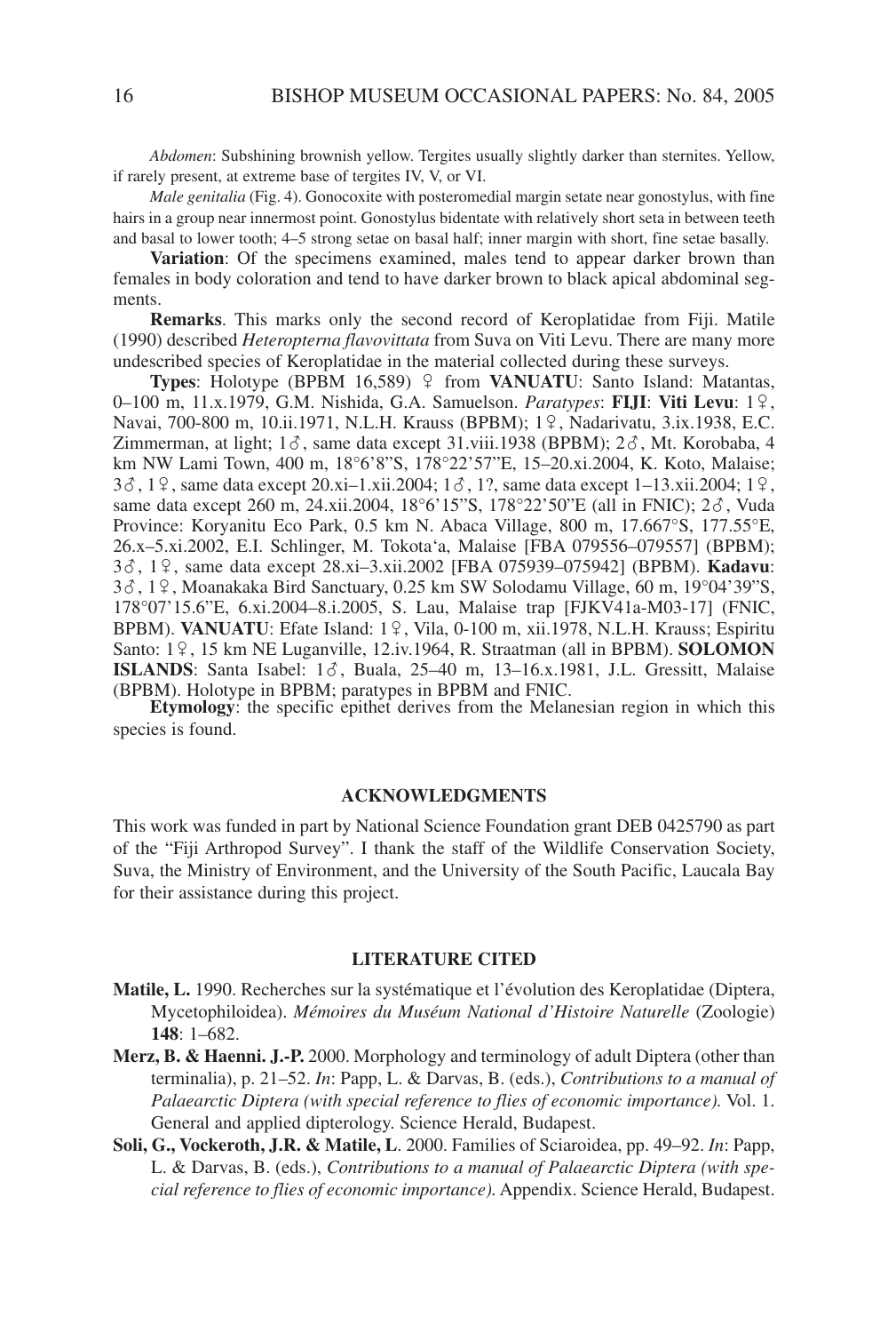*Abdomen*: Subshining brownish yellow. Tergites usually slightly darker than sternites. Yellow, if rarely present, at extreme base of tergites IV, V, or VI.

*Male genitalia* (Fig. 4). Gonocoxite with posteromedial margin setate near gonostylus, with fine hairs in a group near innermost point. Gonostylus bidentate with relatively short seta in between teeth and basal to lower tooth; 4–5 strong setae on basal half; inner margin with short, fine setae basally.

**Variation**: Of the specimens examined, males tend to appear darker brown than females in body coloration and tend to have darker brown to black apical abdominal segments.

**Remarks**. This marks only the second record of Keroplatidae from Fiji. Matile (1990) described *Heteropterna flavovittata* from Suva on Viti Levu. There are many more undescribed species of Keroplatidae in the material collected during these surveys.

**Types**: Holotype (BPBM 16,589) ♀ from **VANUATU**: Santo Island: Matantas, 0–100 m, 11.x.1979, G.M. Nishida, G.A. Samuelson. *Paratypes*: **FIJI**: **Viti Levu**: 1♀, Navai, 700-800 m, 10.ii.1971, N.L.H. Krauss (BPBM); 1♀, Nadarivatu, 3.ix.1938, E.C. Zimmerman, at light; 1♂, same data except 31.viii.1938 (BPBM); 2♂, Mt. Korobaba, 4 km NW Lami Town, 400 m, 18°6'8"S, 178°22'57"E, 15–20.xi.2004, K. Koto, Malaise; 3♂, 1♀, same data except 20.xi–1.xii.2004; 1♂, 1?, same data except 1–13.xii.2004; 1♀, same data except 260 m, 24.xii.2004, 18°6'15"S, 178°22'50"E (all in FNIC); 2♂, Vuda Province: Koryanitu Eco Park, 0.5 km N. Abaca Village, 800 m, 17.667°S, 177.55°E, 26.x–5.xi.2002, E.I. Schlinger, M. Tokota'a, Malaise [FBA 079556–079557] (BPBM); 3♂, 1♀, same data except 28.xi–3.xii.2002 [FBA 075939–075942] (BPBM). **Kadavu**: 3♂, 1♀, Moanakaka Bird Sanctuary, 0.25 km SW Solodamu Village, 60 m, 19°04'39"S, 178°07'15.6"E, 6.xi.2004–8.i.2005, S. Lau, Malaise trap [FJKV41a-M03-17] (FNIC, BPBM). **VANUATU**: Efate Island: 1♀, Vila, 0-100 m, xii.1978, N.L.H. Krauss; Espiritu Santo: 1♀, 15 km NE Luganville, 12.iv.1964, R. Straatman (all in BPBM). **SOLOMON ISLANDS**: Santa Isabel: 1♂, Buala, 25–40 m, 13–16.x.1981, J.L. Gressitt, Malaise (BPBM). Holotype in BPBM; paratypes in BPBM and FNIC.

**Etymology**: the specific epithet derives from the Melanesian region in which this species is found.

## ACKNOWLEDGMENTS

This work was funded in part by National Science Foundation grant DEB 0425790 as part of the "Fiji Arthropod Survey". I thank the staff of the Wildlife Conservation Society, Suva, the Ministry of Environment, and the University of the South Pacific, Laucala Bay for their assistance during this project.

## LITERATURE CITED

**Matile, L.** 1990. Recherches sur la systématique et l'évolution des Keroplatidae (Diptera, Mycetophiloidea). *Mémoires du Muséum National d'Histoire Naturelle* (Zoologie) **148**: 1–682.

**Merz, B. & Haenni. J.-P.** 2000. Morphology and terminology of adult Diptera (other than terminalia), p. 21–52. *In*: Papp, L. & Darvas, B. (eds.), *Contributions to a manual of Palaearctic Diptera (with special reference to flies of economic importance).* Vol. 1. General and applied dipterology. Science Herald, Budapest.

**Soli, G., Vockeroth, J.R. & Matile, L**. 2000. Families of Sciaroidea, pp. 49–92. *In*: Papp, L. & Darvas, B. (eds.), *Contributions to a manual of Palaearctic Diptera (with special reference to flies of economic importance).* Appendix. Science Herald, Budapest.